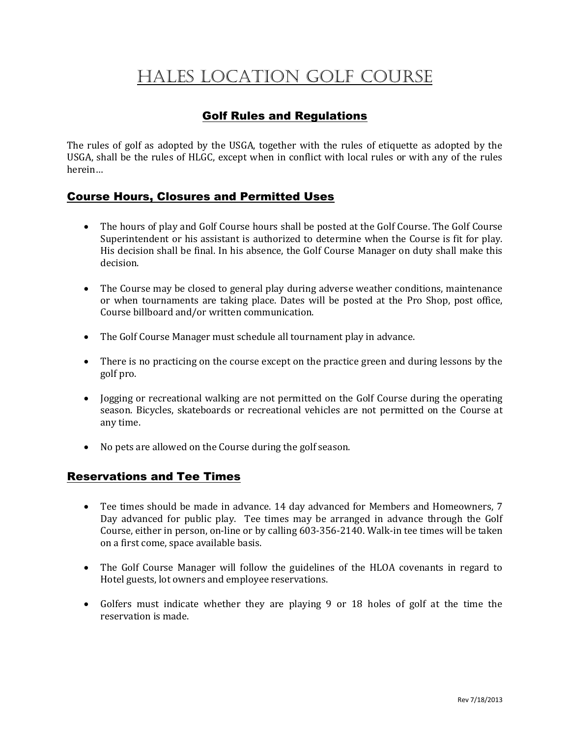# Hales Location Golf Course

## Golf Rules and Regulations

The rules of golf as adopted by the USGA, together with the rules of etiquette as adopted by the USGA, shall be the rules of HLGC, except when in conflict with local rules or with any of the rules herein…

## Course Hours, Closures and Permitted Uses

- The hours of play and Golf Course hours shall be posted at the Golf Course. The Golf Course Superintendent or his assistant is authorized to determine when the Course is fit for play. His decision shall be final. In his absence, the Golf Course Manager on duty shall make this decision.
- The Course may be closed to general play during adverse weather conditions, maintenance or when tournaments are taking place. Dates will be posted at the Pro Shop, post office, Course billboard and/or written communication.
- The Golf Course Manager must schedule all tournament play in advance.
- There is no practicing on the course except on the practice green and during lessons by the golf pro.
- Jogging or recreational walking are not permitted on the Golf Course during the operating season. Bicycles, skateboards or recreational vehicles are not permitted on the Course at any time.
- No pets are allowed on the Course during the golf season.

## Reservations and Tee Times

- Tee times should be made in advance. 14 day advanced for Members and Homeowners, 7 Day advanced for public play. Tee times may be arranged in advance through the Golf Course, either in person, on-line or by calling 603-356-2140. Walk-in tee times will be taken on a first come, space available basis.
- The Golf Course Manager will follow the guidelines of the HLOA covenants in regard to Hotel guests, lot owners and employee reservations.
- Golfers must indicate whether they are playing 9 or 18 holes of golf at the time the reservation is made.

Rev 7/18/2013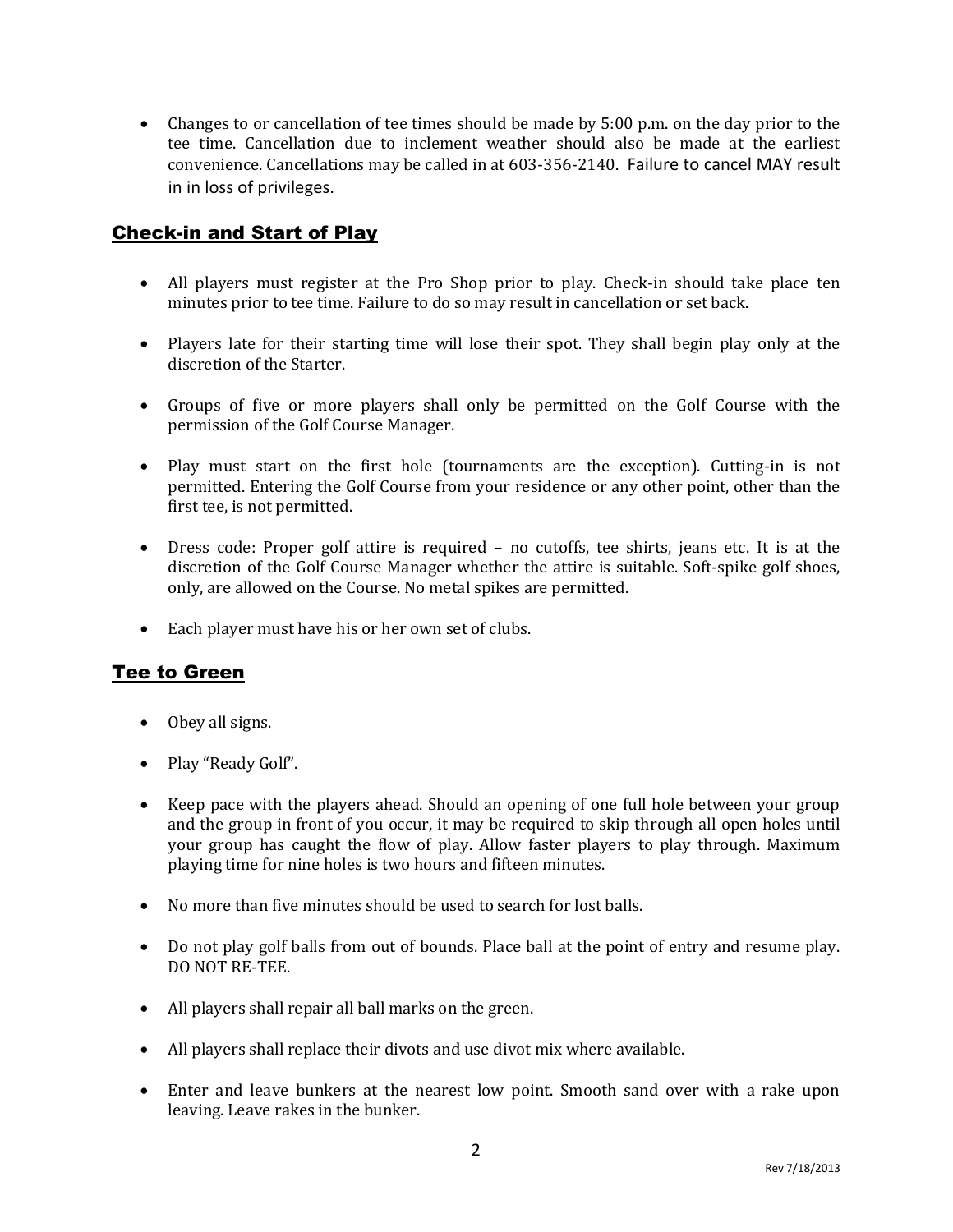- Changes to or cancellation of tee times should be made by 5:00 p.m. on the day prior to the tee time. Cancellation due to inclement weather should also be made at the earliest convenience. Cancellations may be called in at 603-356-2140. Failure to cancel MAY result in in loss of privileges.

## Check-in and Start of Play

- All players must register at the Pro Shop prior to play. Check-in should take place ten minutes prior to tee time. Failure to do so may result in cancellation or set back.
- Players late for their starting time will lose their spot. They shall begin play only at the discretion of the Starter.
- Groups of five or more players shall only be permitted on the Golf Course with the permission of the Golf Course Manager.
- Play must start on the first hole (tournaments are the exception). Cutting-in is not permitted. Entering the Golf Course from your residence or any other point, other than the first tee, is not permitted.
- Dress code: Proper golf attire is required – no cutoffs, tee shirts, jeans etc. It is at the discretion of the Golf Course Manager whether the attire is suitable. Soft-spike golf shoes, only, are allowed on the Course. No metal spikes are permitted.
- Each player must have his or her own set of clubs.

## Tee to Green

- Obey all signs.
- Play "Ready Golf".
- Keep pace with the players ahead. Should an opening of one full hole between your group and the group in front of you occur, it may be required to skip through all open holes until your group has caught the flow of play. Allow faster players to play through. Maximum playing time for nine holes is two hours and fifteen minutes.
- No more than five minutes should be used to search for lost balls.
- Do not play golf balls from out of bounds. Place ball at the point of entry and resume play. DO NOT RE-TEE.
- All players shall repair all ball marks on the green.
- All players shall replace their divots and use divot mix where available.
- Enter and leave bunkers at the nearest low point. Smooth sand over with a rake upon leaving. Leave rakes in the bunker.

Rev 7/18/2013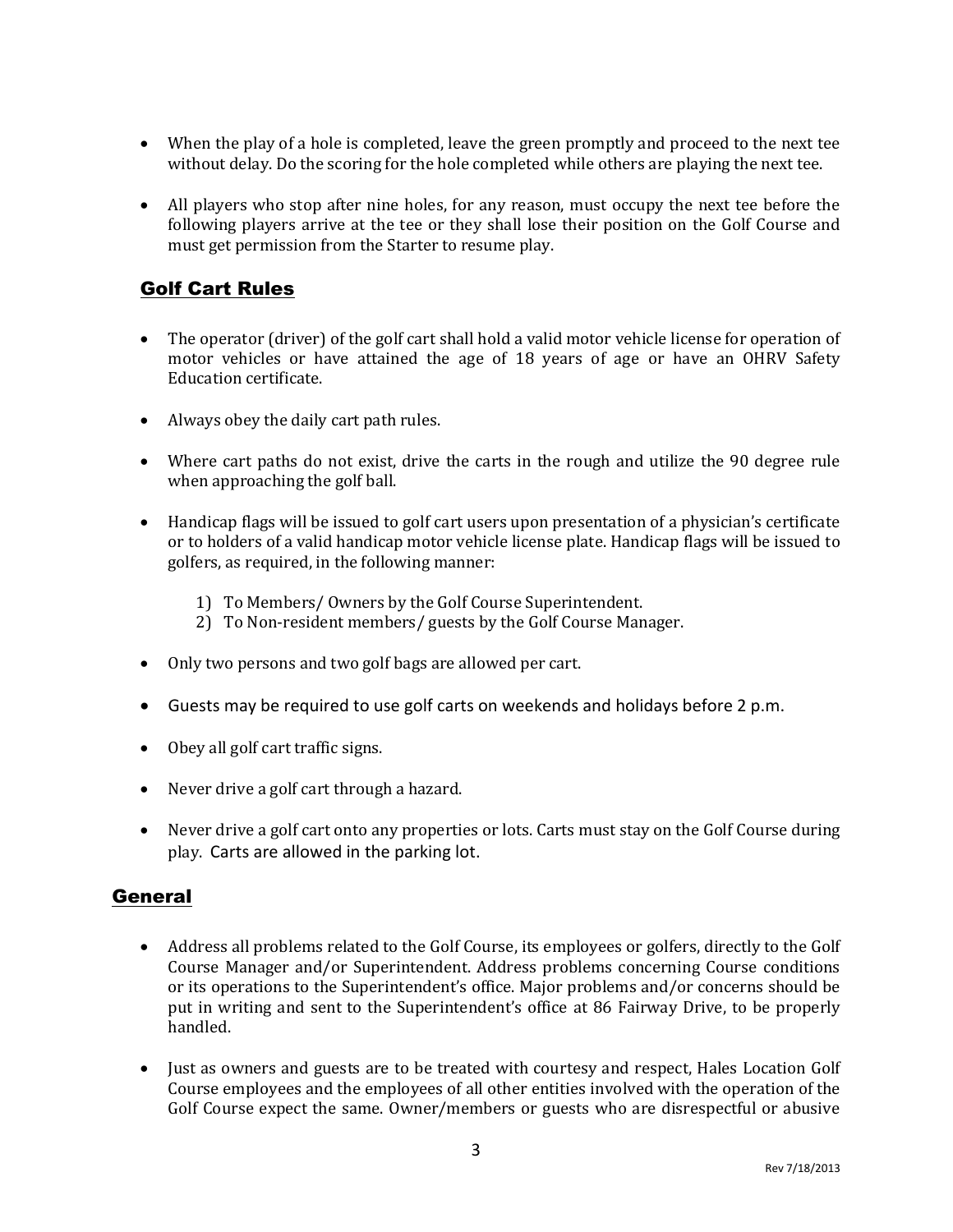- When the play of a hole is completed, leave the green promptly and proceed to the next tee without delay. Do the scoring for the hole completed while others are playing the next tee.

- All players who stop after nine holes, for any reason, must occupy the next tee before the following players arrive at the tee or they shall lose their position on the Golf Course and must get permission from the Starter to resume play.

## Golf Cart Rules

- The operator (driver) of the golf cart shall hold a valid motor vehicle license for operation of motor vehicles or have attained the age of 18 years of age or have an OHRV Safety Education certificate.

- Always obey the daily cart path rules.

- Where cart paths do not exist, drive the carts in the rough and utilize the 90 degree rule when approaching the golf ball.

- Handicap flags will be issued to golf cart users upon presentation of a physician's certificate or to holders of a valid handicap motor vehicle license plate. Handicap flags will be issued to golfers, as required, in the following manner:

    1) To Members/ Owners by the Golf Course Superintendent.
    2) To Non-resident members/ guests by the Golf Course Manager.

- Only two persons and two golf bags are allowed per cart.

- Guests may be required to use golf carts on weekends and holidays before 2 p.m.

- Obey all golf cart traffic signs.

- Never drive a golf cart through a hazard.

- Never drive a golf cart onto any properties or lots. Carts must stay on the Golf Course during play. Carts are allowed in the parking lot.

## General

- Address all problems related to the Golf Course, its employees or golfers, directly to the Golf Course Manager and/or Superintendent. Address problems concerning Course conditions or its operations to the Superintendent's office. Major problems and/or concerns should be put in writing and sent to the Superintendent's office at 86 Fairway Drive, to be properly handled.

- Just as owners and guests are to be treated with courtesy and respect, Hales Location Golf Course employees and the employees of all other entities involved with the operation of the Golf Course expect the same. Owner/members or guests who are disrespectful or abusive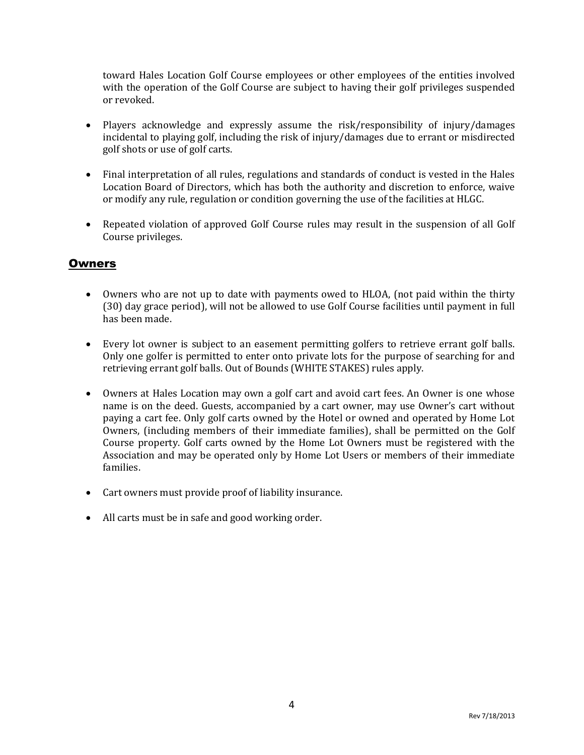toward Hales Location Golf Course employees or other employees of the entities involved with the operation of the Golf Course are subject to having their golf privileges suspended or revoked.

- Players acknowledge and expressly assume the risk/responsibility of injury/damages incidental to playing golf, including the risk of injury/damages due to errant or misdirected golf shots or use of golf carts.
- Final interpretation of all rules, regulations and standards of conduct is vested in the Hales Location Board of Directors, which has both the authority and discretion to enforce, waive or modify any rule, regulation or condition governing the use of the facilities at HLGC.
- Repeated violation of approved Golf Course rules may result in the suspension of all Golf Course privileges.

## Owners

- Owners who are not up to date with payments owed to HLOA, (not paid within the thirty (30) day grace period), will not be allowed to use Golf Course facilities until payment in full has been made.
- Every lot owner is subject to an easement permitting golfers to retrieve errant golf balls. Only one golfer is permitted to enter onto private lots for the purpose of searching for and retrieving errant golf balls. Out of Bounds (WHITE STAKES) rules apply.
- Owners at Hales Location may own a golf cart and avoid cart fees. An Owner is one whose name is on the deed. Guests, accompanied by a cart owner, may use Owner's cart without paying a cart fee. Only golf carts owned by the Hotel or owned and operated by Home Lot Owners, (including members of their immediate families), shall be permitted on the Golf Course property. Golf carts owned by the Home Lot Owners must be registered with the Association and may be operated only by Home Lot Users or members of their immediate families.
- Cart owners must provide proof of liability insurance.
- All carts must be in safe and good working order.

Rev 7/18/2013